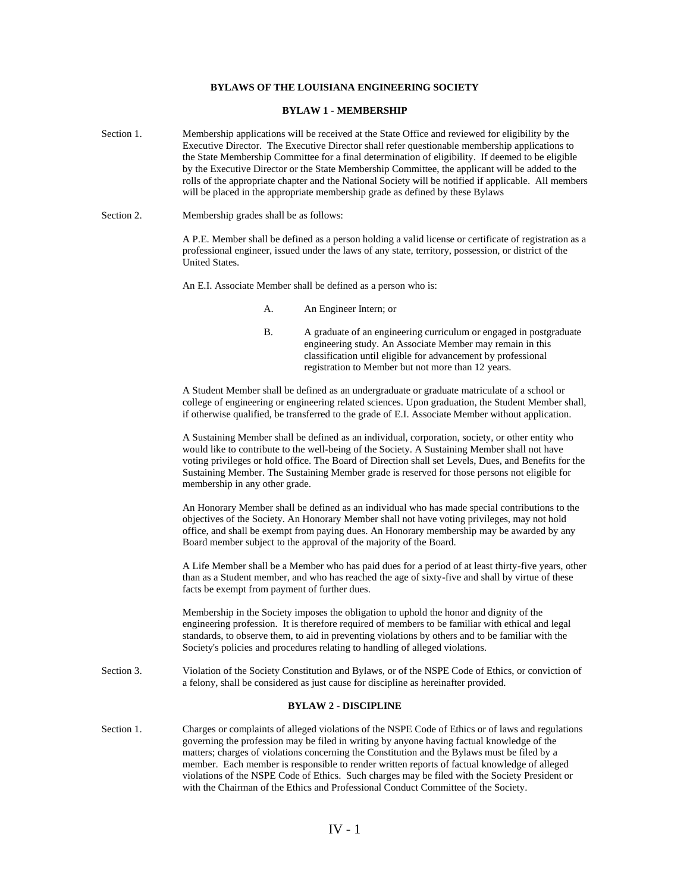# BYLAWS OF THE LOUISIANA ENGINEERING SOCIETY

## BYLAW 1 - MEMBERSHIP

Section 1. Membership applications will be received at the State Office and reviewed for eligibility by the Executive Director. The Executive Director shall refer questionable membership applications to the State Membership Committee for a final determination of eligibility. If deemed to be eligible by the Executive Director or the State Membership Committee, the applicant will be added to the rolls of the appropriate chapter and the National Society will be notified if applicable. All members will be placed in the appropriate membership grade as defined by these Bylaws

Section 2. Membership grades shall be as follows:

A P.E. Member shall be defined as a person holding a valid license or certificate of registration as a professional engineer, issued under the laws of any state, territory, possession, or district of the United States.

An E.I. Associate Member shall be defined as a person who is:

A. An Engineer Intern; or

B. A graduate of an engineering curriculum or engaged in postgraduate engineering study. An Associate Member may remain in this classification until eligible for advancement by professional registration to Member but not more than 12 years.

A Student Member shall be defined as an undergraduate or graduate matriculate of a school or college of engineering or engineering related sciences. Upon graduation, the Student Member shall, if otherwise qualified, be transferred to the grade of E.I. Associate Member without application.

A Sustaining Member shall be defined as an individual, corporation, society, or other entity who would like to contribute to the well-being of the Society. A Sustaining Member shall not have voting privileges or hold office. The Board of Direction shall set Levels, Dues, and Benefits for the Sustaining Member. The Sustaining Member grade is reserved for those persons not eligible for membership in any other grade.

An Honorary Member shall be defined as an individual who has made special contributions to the objectives of the Society. An Honorary Member shall not have voting privileges, may not hold office, and shall be exempt from paying dues. An Honorary membership may be awarded by any Board member subject to the approval of the majority of the Board.

A Life Member shall be a Member who has paid dues for a period of at least thirty-five years, other than as a Student member, and who has reached the age of sixty-five and shall by virtue of these facts be exempt from payment of further dues.

Membership in the Society imposes the obligation to uphold the honor and dignity of the engineering profession. It is therefore required of members to be familiar with ethical and legal standards, to observe them, to aid in preventing violations by others and to be familiar with the Society's policies and procedures relating to handling of alleged violations.

Section 3. Violation of the Society Constitution and Bylaws, or of the NSPE Code of Ethics, or conviction of a felony, shall be considered as just cause for discipline as hereinafter provided.

## BYLAW 2 - DISCIPLINE

Section 1. Charges or complaints of alleged violations of the NSPE Code of Ethics or of laws and regulations governing the profession may be filed in writing by anyone having factual knowledge of the matters; charges of violations concerning the Constitution and the Bylaws must be filed by a member. Each member is responsible to render written reports of factual knowledge of alleged violations of the NSPE Code of Ethics. Such charges may be filed with the Society President or with the Chairman of the Ethics and Professional Conduct Committee of the Society.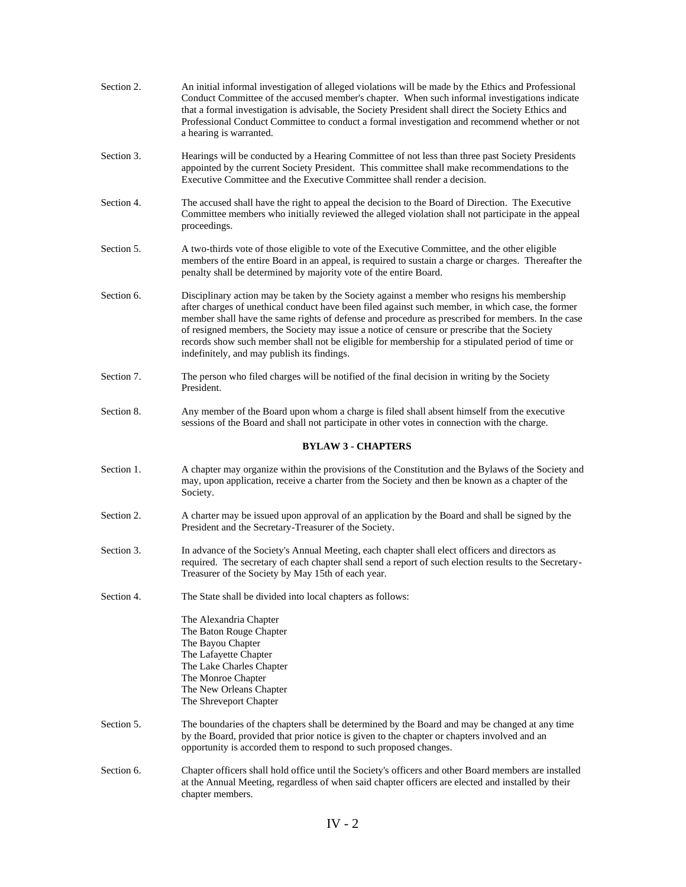Section 2. An initial informal investigation of alleged violations will be made by the Ethics and Professional Conduct Committee of the accused member's chapter. When such informal investigations indicate that a formal investigation is advisable, the Society President shall direct the Society Ethics and Professional Conduct Committee to conduct a formal investigation and recommend whether or not a hearing is warranted.

Section 3. Hearings will be conducted by a Hearing Committee of not less than three past Society Presidents appointed by the current Society President. This committee shall make recommendations to the Executive Committee and the Executive Committee shall render a decision.

Section 4. The accused shall have the right to appeal the decision to the Board of Direction. The Executive Committee members who initially reviewed the alleged violation shall not participate in the appeal proceedings.

Section 5. A two-thirds vote of those eligible to vote of the Executive Committee, and the other eligible members of the entire Board in an appeal, is required to sustain a charge or charges. Thereafter the penalty shall be determined by majority vote of the entire Board.

Section 6. Disciplinary action may be taken by the Society against a member who resigns his membership after charges of unethical conduct have been filed against such member, in which case, the former member shall have the same rights of defense and procedure as prescribed for members. In the case of resigned members, the Society may issue a notice of censure or prescribe that the Society records show such member shall not be eligible for membership for a stipulated period of time or indefinitely, and may publish its findings.

Section 7. The person who filed charges will be notified of the final decision in writing by the Society President.

Section 8. Any member of the Board upon whom a charge is filed shall absent himself from the executive sessions of the Board and shall not participate in other votes in connection with the charge.

## BYLAW 3 - CHAPTERS

Section 1. A chapter may organize within the provisions of the Constitution and the Bylaws of the Society and may, upon application, receive a charter from the Society and then be known as a chapter of the Society.

Section 2. A charter may be issued upon approval of an application by the Board and shall be signed by the President and the Secretary-Treasurer of the Society.

Section 3. In advance of the Society's Annual Meeting, each chapter shall elect officers and directors as required. The secretary of each chapter shall send a report of such election results to the Secretary-Treasurer of the Society by May 15th of each year.

Section 4. The State shall be divided into local chapters as follows:

The Alexandria Chapter
The Baton Rouge Chapter
The Bayou Chapter
The Lafayette Chapter
The Lake Charles Chapter
The Monroe Chapter
The New Orleans Chapter
The Shreveport Chapter

Section 5. The boundaries of the chapters shall be determined by the Board and may be changed at any time by the Board, provided that prior notice is given to the chapter or chapters involved and an opportunity is accorded them to respond to such proposed changes.

Section 6. Chapter officers shall hold office until the Society's officers and other Board members are installed at the Annual Meeting, regardless of when said chapter officers are elected and installed by their chapter members.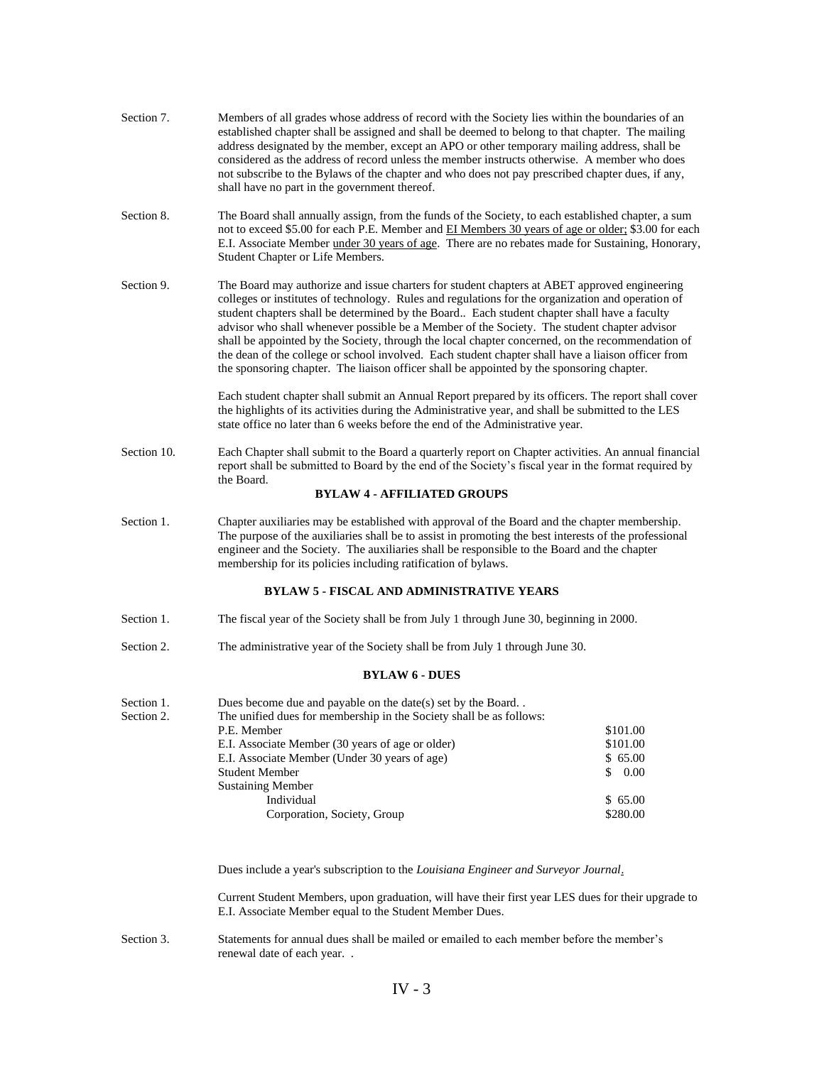Section 7. Members of all grades whose address of record with the Society lies within the boundaries of an established chapter shall be assigned and shall be deemed to belong to that chapter. The mailing address designated by the member, except an APO or other temporary mailing address, shall be considered as the address of record unless the member instructs otherwise. A member who does not subscribe to the Bylaws of the chapter and who does not pay prescribed chapter dues, if any, shall have no part in the government thereof.

Section 8. The Board shall annually assign, from the funds of the Society, to each established chapter, a sum not to exceed $5.00 for each P.E. Member and EI Members 30 years of age or older; $3.00 for each E.I. Associate Member under 30 years of age. There are no rebates made for Sustaining, Honorary, Student Chapter or Life Members.

Section 9. The Board may authorize and issue charters for student chapters at ABET approved engineering colleges or institutes of technology. Rules and regulations for the organization and operation of student chapters shall be determined by the Board.. Each student chapter shall have a faculty advisor who shall whenever possible be a Member of the Society. The student chapter advisor shall be appointed by the Society, through the local chapter concerned, on the recommendation of the dean of the college or school involved. Each student chapter shall have a liaison officer from the sponsoring chapter. The liaison officer shall be appointed by the sponsoring chapter.

Each student chapter shall submit an Annual Report prepared by its officers. The report shall cover the highlights of its activities during the Administrative year, and shall be submitted to the LES state office no later than 6 weeks before the end of the Administrative year.

Section 10. Each Chapter shall submit to the Board a quarterly report on Chapter activities. An annual financial report shall be submitted to Board by the end of the Society's fiscal year in the format required by the Board.

**BYLAW 4 - AFFILIATED GROUPS**

Section 1. Chapter auxiliaries may be established with approval of the Board and the chapter membership. The purpose of the auxiliaries shall be to assist in promoting the best interests of the professional engineer and the Society. The auxiliaries shall be responsible to the Board and the chapter membership for its policies including ratification of bylaws.

**BYLAW 5 - FISCAL AND ADMINISTRATIVE YEARS**

Section 1. The fiscal year of the Society shall be from July 1 through June 30, beginning in 2000.

Section 2. The administrative year of the Society shall be from July 1 through June 30.

**BYLAW 6 - DUES**

Section 1. Dues become due and payable on the date(s) set by the Board. .

Section 2. The unified dues for membership in the Society shall be as follows:

| Membership | Dues |
|---|---|
| P.E. Member | $101.00 |
| E.I. Associate Member (30 years of age or older) | $101.00 |
| E.I. Associate Member (Under 30 years of age) | $ 65.00 |
| Student Member | $ 0.00 |
| Sustaining Member | |
| Individual | $ 65.00 |
| Corporation, Society, Group | $280.00 |

Dues include a year's subscription to the *Louisiana Engineer and Surveyor Journal*.

Current Student Members, upon graduation, will have their first year LES dues for their upgrade to E.I. Associate Member equal to the Student Member Dues.

Section 3. Statements for annual dues shall be mailed or emailed to each member before the member's renewal date of each year. .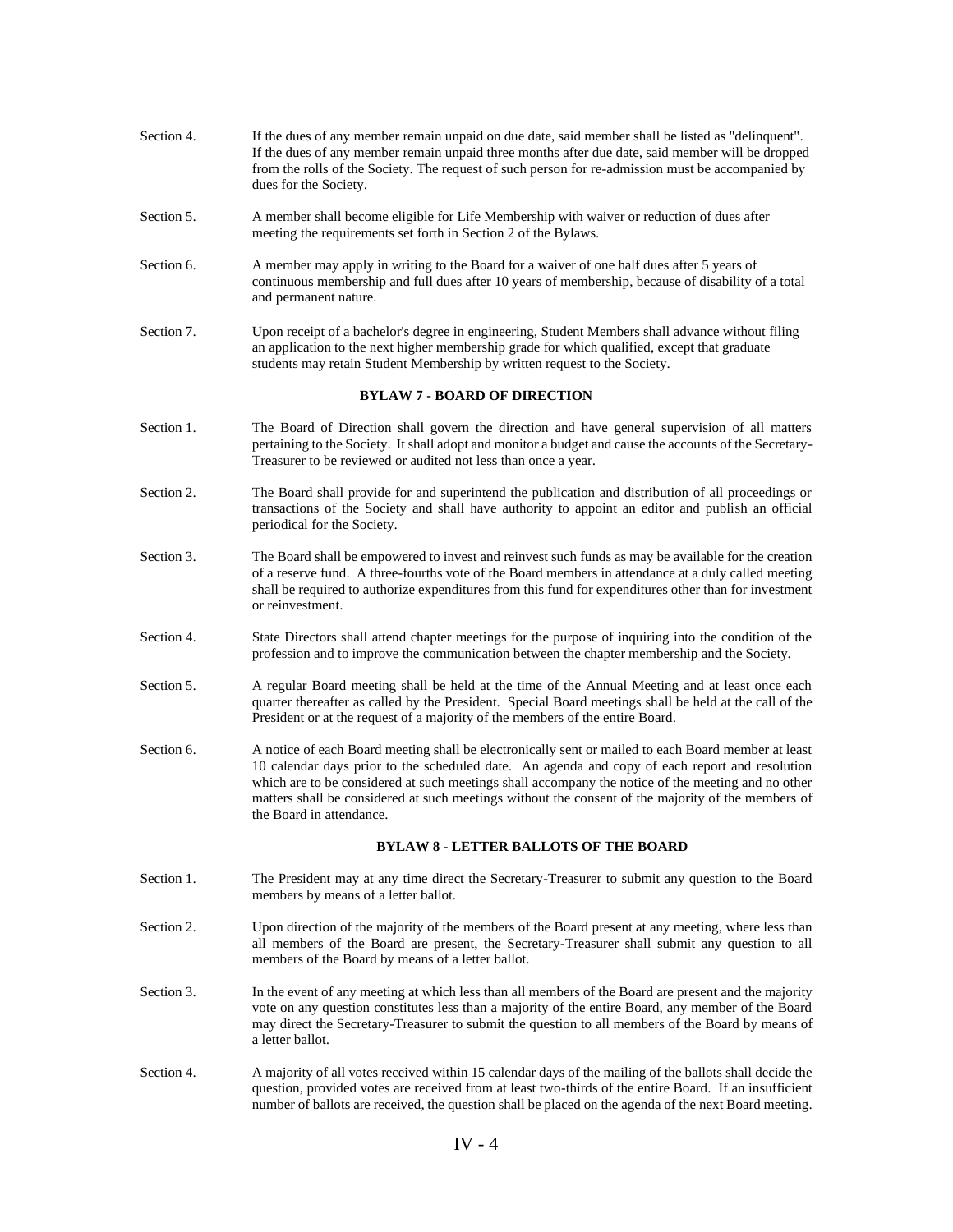Section 4. If the dues of any member remain unpaid on due date, said member shall be listed as "delinquent". If the dues of any member remain unpaid three months after due date, said member will be dropped from the rolls of the Society. The request of such person for re-admission must be accompanied by dues for the Society.

Section 5. A member shall become eligible for Life Membership with waiver or reduction of dues after meeting the requirements set forth in Section 2 of the Bylaws.

Section 6. A member may apply in writing to the Board for a waiver of one half dues after 5 years of continuous membership and full dues after 10 years of membership, because of disability of a total and permanent nature.

Section 7. Upon receipt of a bachelor's degree in engineering, Student Members shall advance without filing an application to the next higher membership grade for which qualified, except that graduate students may retain Student Membership by written request to the Society.

## BYLAW 7 - BOARD OF DIRECTION

Section 1. The Board of Direction shall govern the direction and have general supervision of all matters pertaining to the Society. It shall adopt and monitor a budget and cause the accounts of the Secretary-Treasurer to be reviewed or audited not less than once a year.

Section 2. The Board shall provide for and superintend the publication and distribution of all proceedings or transactions of the Society and shall have authority to appoint an editor and publish an official periodical for the Society.

Section 3. The Board shall be empowered to invest and reinvest such funds as may be available for the creation of a reserve fund. A three-fourths vote of the Board members in attendance at a duly called meeting shall be required to authorize expenditures from this fund for expenditures other than for investment or reinvestment.

Section 4. State Directors shall attend chapter meetings for the purpose of inquiring into the condition of the profession and to improve the communication between the chapter membership and the Society.

Section 5. A regular Board meeting shall be held at the time of the Annual Meeting and at least once each quarter thereafter as called by the President. Special Board meetings shall be held at the call of the President or at the request of a majority of the members of the entire Board.

Section 6. A notice of each Board meeting shall be electronically sent or mailed to each Board member at least 10 calendar days prior to the scheduled date. An agenda and copy of each report and resolution which are to be considered at such meetings shall accompany the notice of the meeting and no other matters shall be considered at such meetings without the consent of the majority of the members of the Board in attendance.

## BYLAW 8 - LETTER BALLOTS OF THE BOARD

Section 1. The President may at any time direct the Secretary-Treasurer to submit any question to the Board members by means of a letter ballot.

Section 2. Upon direction of the majority of the members of the Board present at any meeting, where less than all members of the Board are present, the Secretary-Treasurer shall submit any question to all members of the Board by means of a letter ballot.

Section 3. In the event of any meeting at which less than all members of the Board are present and the majority vote on any question constitutes less than a majority of the entire Board, any member of the Board may direct the Secretary-Treasurer to submit the question to all members of the Board by means of a letter ballot.

Section 4. A majority of all votes received within 15 calendar days of the mailing of the ballots shall decide the question, provided votes are received from at least two-thirds of the entire Board. If an insufficient number of ballots are received, the question shall be placed on the agenda of the next Board meeting.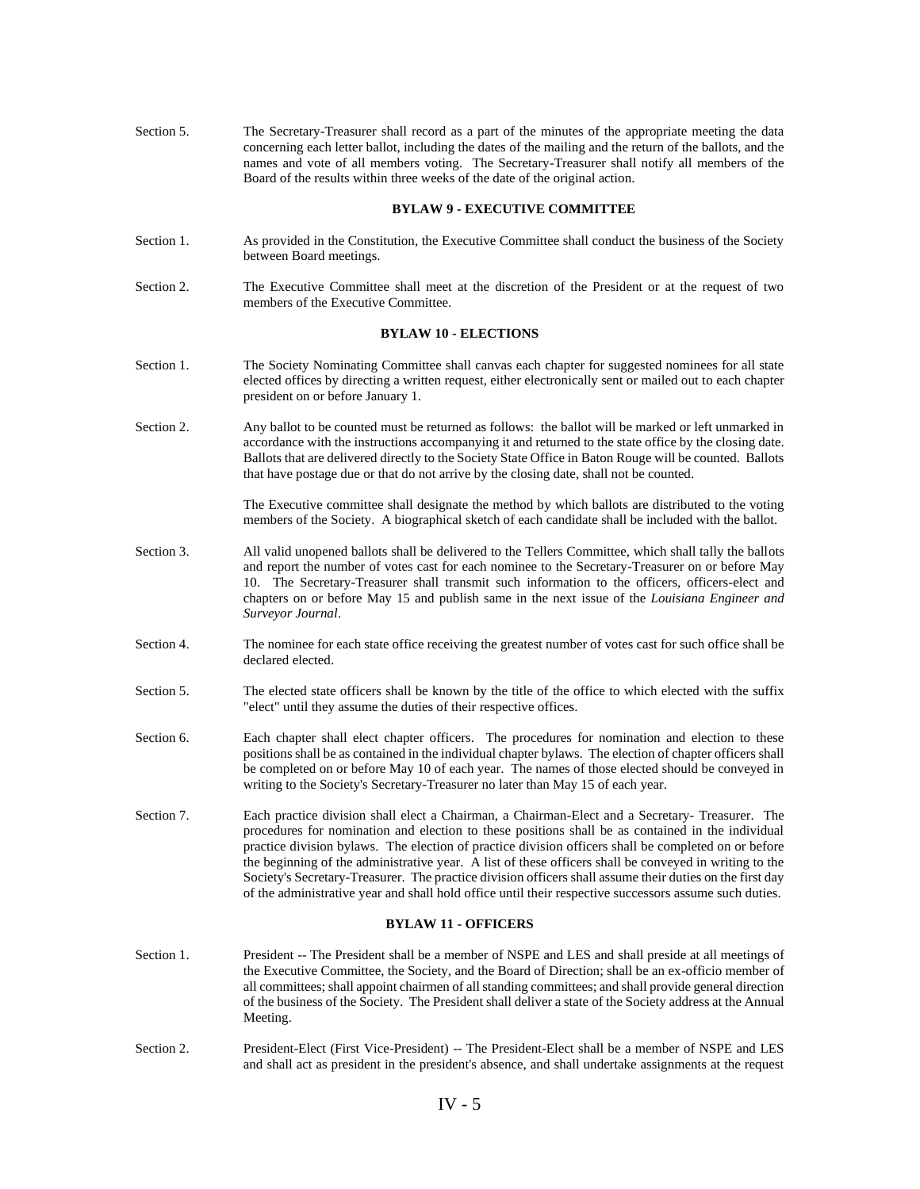Section 5. The Secretary-Treasurer shall record as a part of the minutes of the appropriate meeting the data concerning each letter ballot, including the dates of the mailing and the return of the ballots, and the names and vote of all members voting. The Secretary-Treasurer shall notify all members of the Board of the results within three weeks of the date of the original action.

### BYLAW 9 - EXECUTIVE COMMITTEE

Section 1. As provided in the Constitution, the Executive Committee shall conduct the business of the Society between Board meetings.

Section 2. The Executive Committee shall meet at the discretion of the President or at the request of two members of the Executive Committee.

### BYLAW 10 - ELECTIONS

Section 1. The Society Nominating Committee shall canvas each chapter for suggested nominees for all state elected offices by directing a written request, either electronically sent or mailed out to each chapter president on or before January 1.

Section 2. Any ballot to be counted must be returned as follows: the ballot will be marked or left unmarked in accordance with the instructions accompanying it and returned to the state office by the closing date. Ballots that are delivered directly to the Society State Office in Baton Rouge will be counted. Ballots that have postage due or that do not arrive by the closing date, shall not be counted.

The Executive committee shall designate the method by which ballots are distributed to the voting members of the Society. A biographical sketch of each candidate shall be included with the ballot.

Section 3. All valid unopened ballots shall be delivered to the Tellers Committee, which shall tally the ballots and report the number of votes cast for each nominee to the Secretary-Treasurer on or before May 10. The Secretary-Treasurer shall transmit such information to the officers, officers-elect and chapters on or before May 15 and publish same in the next issue of the *Louisiana Engineer and Surveyor Journal*.

Section 4. The nominee for each state office receiving the greatest number of votes cast for such office shall be declared elected.

Section 5. The elected state officers shall be known by the title of the office to which elected with the suffix "elect" until they assume the duties of their respective offices.

Section 6. Each chapter shall elect chapter officers. The procedures for nomination and election to these positions shall be as contained in the individual chapter bylaws. The election of chapter officers shall be completed on or before May 10 of each year. The names of those elected should be conveyed in writing to the Society's Secretary-Treasurer no later than May 15 of each year.

Section 7. Each practice division shall elect a Chairman, a Chairman-Elect and a Secretary- Treasurer. The procedures for nomination and election to these positions shall be as contained in the individual practice division bylaws. The election of practice division officers shall be completed on or before the beginning of the administrative year. A list of these officers shall be conveyed in writing to the Society's Secretary-Treasurer. The practice division officers shall assume their duties on the first day of the administrative year and shall hold office until their respective successors assume such duties.

### BYLAW 11 - OFFICERS

Section 1. President -- The President shall be a member of NSPE and LES and shall preside at all meetings of the Executive Committee, the Society, and the Board of Direction; shall be an ex-officio member of all committees; shall appoint chairmen of all standing committees; and shall provide general direction of the business of the Society. The President shall deliver a state of the Society address at the Annual Meeting.

Section 2. President-Elect (First Vice-President) -- The President-Elect shall be a member of NSPE and LES and shall act as president in the president's absence, and shall undertake assignments at the request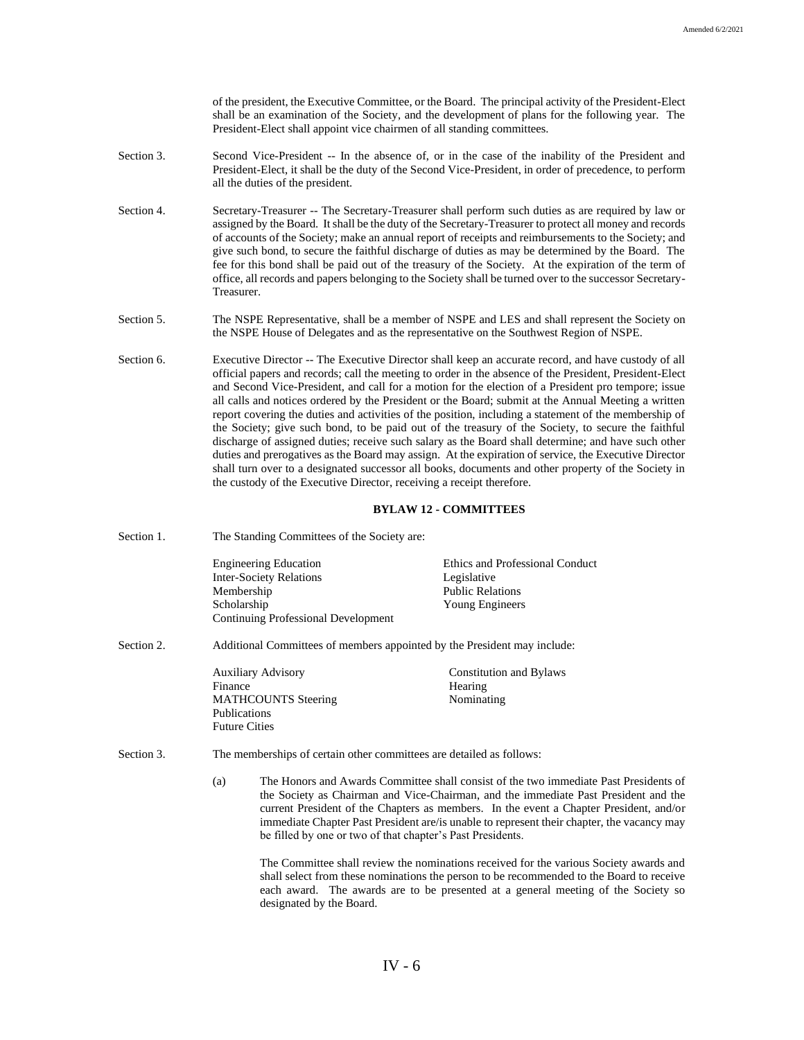of the president, the Executive Committee, or the Board. The principal activity of the President-Elect shall be an examination of the Society, and the development of plans for the following year. The President-Elect shall appoint vice chairmen of all standing committees.

Section 3. Second Vice-President -- In the absence of, or in the case of the inability of the President and President-Elect, it shall be the duty of the Second Vice-President, in order of precedence, to perform all the duties of the president.

Section 4. Secretary-Treasurer -- The Secretary-Treasurer shall perform such duties as are required by law or assigned by the Board. It shall be the duty of the Secretary-Treasurer to protect all money and records of accounts of the Society; make an annual report of receipts and reimbursements to the Society; and give such bond, to secure the faithful discharge of duties as may be determined by the Board. The fee for this bond shall be paid out of the treasury of the Society. At the expiration of the term of office, all records and papers belonging to the Society shall be turned over to the successor Secretary-Treasurer.

Section 5. The NSPE Representative, shall be a member of NSPE and LES and shall represent the Society on the NSPE House of Delegates and as the representative on the Southwest Region of NSPE.

Section 6. Executive Director -- The Executive Director shall keep an accurate record, and have custody of all official papers and records; call the meeting to order in the absence of the President, President-Elect and Second Vice-President, and call for a motion for the election of a President pro tempore; issue all calls and notices ordered by the President or the Board; submit at the Annual Meeting a written report covering the duties and activities of the position, including a statement of the membership of the Society; give such bond, to be paid out of the treasury of the Society, to secure the faithful discharge of assigned duties; receive such salary as the Board shall determine; and have such other duties and prerogatives as the Board may assign. At the expiration of service, the Executive Director shall turn over to a designated successor all books, documents and other property of the Society in the custody of the Executive Director, receiving a receipt therefore.

## BYLAW 12 - COMMITTEES

Section 1. The Standing Committees of the Society are:

- Engineering Education
- Inter-Society Relations
- Membership
- Scholarship
- Continuing Professional Development
- Ethics and Professional Conduct
- Legislative
- Public Relations
- Young Engineers

Section 2. Additional Committees of members appointed by the President may include:

- Auxiliary Advisory
- Finance
- MATHCOUNTS Steering
- Publications
- Future Cities
- Constitution and Bylaws
- Hearing
- Nominating

Section 3. The memberships of certain other committees are detailed as follows:

(a) The Honors and Awards Committee shall consist of the two immediate Past Presidents of the Society as Chairman and Vice-Chairman, and the immediate Past President and the current President of the Chapters as members. In the event a Chapter President, and/or immediate Chapter Past President are/is unable to represent their chapter, the vacancy may be filled by one or two of that chapter's Past Presidents.

The Committee shall review the nominations received for the various Society awards and shall select from these nominations the person to be recommended to the Board to receive each award. The awards are to be presented at a general meeting of the Society so designated by the Board.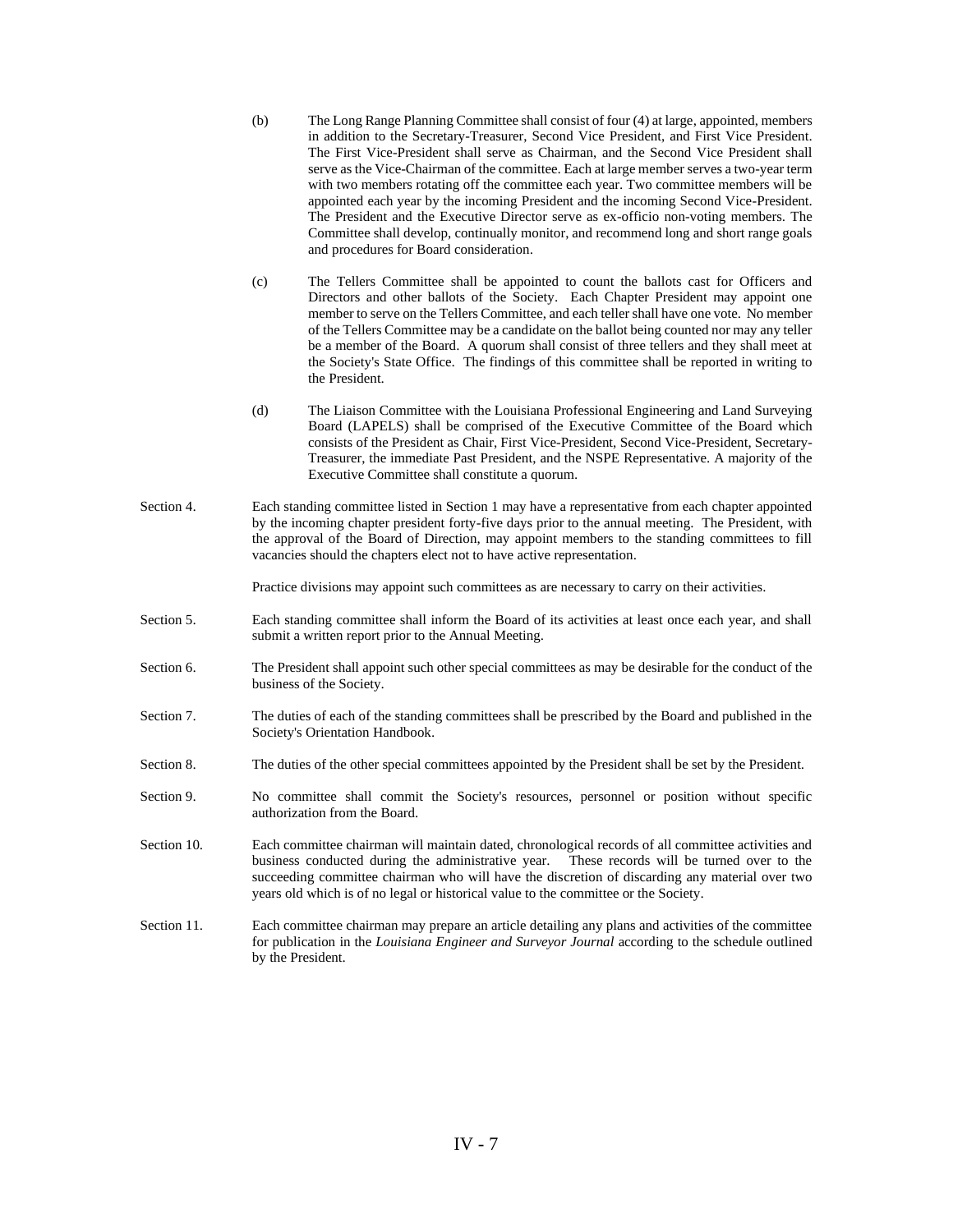(b) The Long Range Planning Committee shall consist of four (4) at large, appointed, members in addition to the Secretary-Treasurer, Second Vice President, and First Vice President. The First Vice-President shall serve as Chairman, and the Second Vice President shall serve as the Vice-Chairman of the committee. Each at large member serves a two-year term with two members rotating off the committee each year. Two committee members will be appointed each year by the incoming President and the incoming Second Vice-President. The President and the Executive Director serve as ex-officio non-voting members. The Committee shall develop, continually monitor, and recommend long and short range goals and procedures for Board consideration.

(c) The Tellers Committee shall be appointed to count the ballots cast for Officers and Directors and other ballots of the Society. Each Chapter President may appoint one member to serve on the Tellers Committee, and each teller shall have one vote. No member of the Tellers Committee may be a candidate on the ballot being counted nor may any teller be a member of the Board. A quorum shall consist of three tellers and they shall meet at the Society's State Office. The findings of this committee shall be reported in writing to the President.

(d) The Liaison Committee with the Louisiana Professional Engineering and Land Surveying Board (LAPELS) shall be comprised of the Executive Committee of the Board which consists of the President as Chair, First Vice-President, Second Vice-President, Secretary-Treasurer, the immediate Past President, and the NSPE Representative. A majority of the Executive Committee shall constitute a quorum.

Section 4. Each standing committee listed in Section 1 may have a representative from each chapter appointed by the incoming chapter president forty-five days prior to the annual meeting. The President, with the approval of the Board of Direction, may appoint members to the standing committees to fill vacancies should the chapters elect not to have active representation.

Practice divisions may appoint such committees as are necessary to carry on their activities.

Section 5. Each standing committee shall inform the Board of its activities at least once each year, and shall submit a written report prior to the Annual Meeting.

Section 6. The President shall appoint such other special committees as may be desirable for the conduct of the business of the Society.

Section 7. The duties of each of the standing committees shall be prescribed by the Board and published in the Society's Orientation Handbook.

Section 8. The duties of the other special committees appointed by the President shall be set by the President.

Section 9. No committee shall commit the Society's resources, personnel or position without specific authorization from the Board.

Section 10. Each committee chairman will maintain dated, chronological records of all committee activities and business conducted during the administrative year. These records will be turned over to the succeeding committee chairman who will have the discretion of discarding any material over two years old which is of no legal or historical value to the committee or the Society.

Section 11. Each committee chairman may prepare an article detailing any plans and activities of the committee for publication in the *Louisiana Engineer and Surveyor Journal* according to the schedule outlined by the President.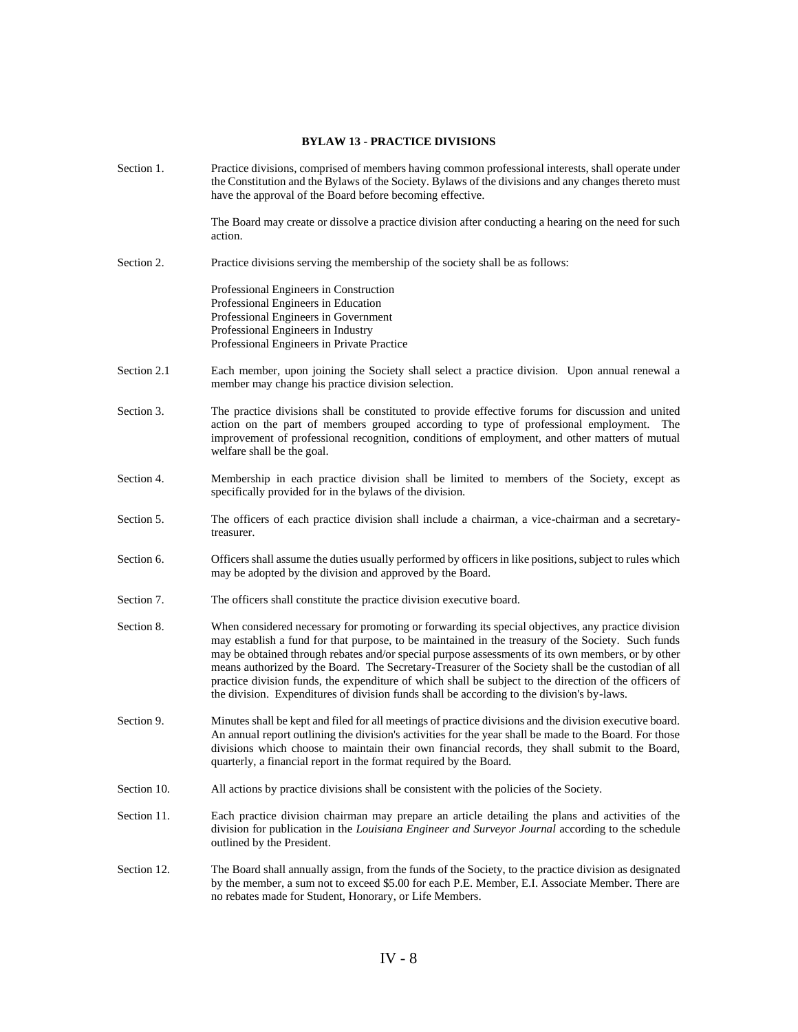## BYLAW 13 - PRACTICE DIVISIONS

Section 1. Practice divisions, comprised of members having common professional interests, shall operate under the Constitution and the Bylaws of the Society. Bylaws of the divisions and any changes thereto must have the approval of the Board before becoming effective.

The Board may create or dissolve a practice division after conducting a hearing on the need for such action.

Section 2. Practice divisions serving the membership of the society shall be as follows:

Professional Engineers in Construction
Professional Engineers in Education
Professional Engineers in Government
Professional Engineers in Industry
Professional Engineers in Private Practice

Section 2.1 Each member, upon joining the Society shall select a practice division. Upon annual renewal a member may change his practice division selection.

Section 3. The practice divisions shall be constituted to provide effective forums for discussion and united action on the part of members grouped according to type of professional employment. The improvement of professional recognition, conditions of employment, and other matters of mutual welfare shall be the goal.

Section 4. Membership in each practice division shall be limited to members of the Society, except as specifically provided for in the bylaws of the division.

Section 5. The officers of each practice division shall include a chairman, a vice-chairman and a secretary-treasurer.

Section 6. Officers shall assume the duties usually performed by officers in like positions, subject to rules which may be adopted by the division and approved by the Board.

Section 7. The officers shall constitute the practice division executive board.

Section 8. When considered necessary for promoting or forwarding its special objectives, any practice division may establish a fund for that purpose, to be maintained in the treasury of the Society. Such funds may be obtained through rebates and/or special purpose assessments of its own members, or by other means authorized by the Board. The Secretary-Treasurer of the Society shall be the custodian of all practice division funds, the expenditure of which shall be subject to the direction of the officers of the division. Expenditures of division funds shall be according to the division's by-laws.

Section 9. Minutes shall be kept and filed for all meetings of practice divisions and the division executive board. An annual report outlining the division's activities for the year shall be made to the Board. For those divisions which choose to maintain their own financial records, they shall submit to the Board, quarterly, a financial report in the format required by the Board.

Section 10. All actions by practice divisions shall be consistent with the policies of the Society.

Section 11. Each practice division chairman may prepare an article detailing the plans and activities of the division for publication in the *Louisiana Engineer and Surveyor Journal* according to the schedule outlined by the President.

Section 12. The Board shall annually assign, from the funds of the Society, to the practice division as designated by the member, a sum not to exceed $5.00 for each P.E. Member, E.I. Associate Member. There are no rebates made for Student, Honorary, or Life Members.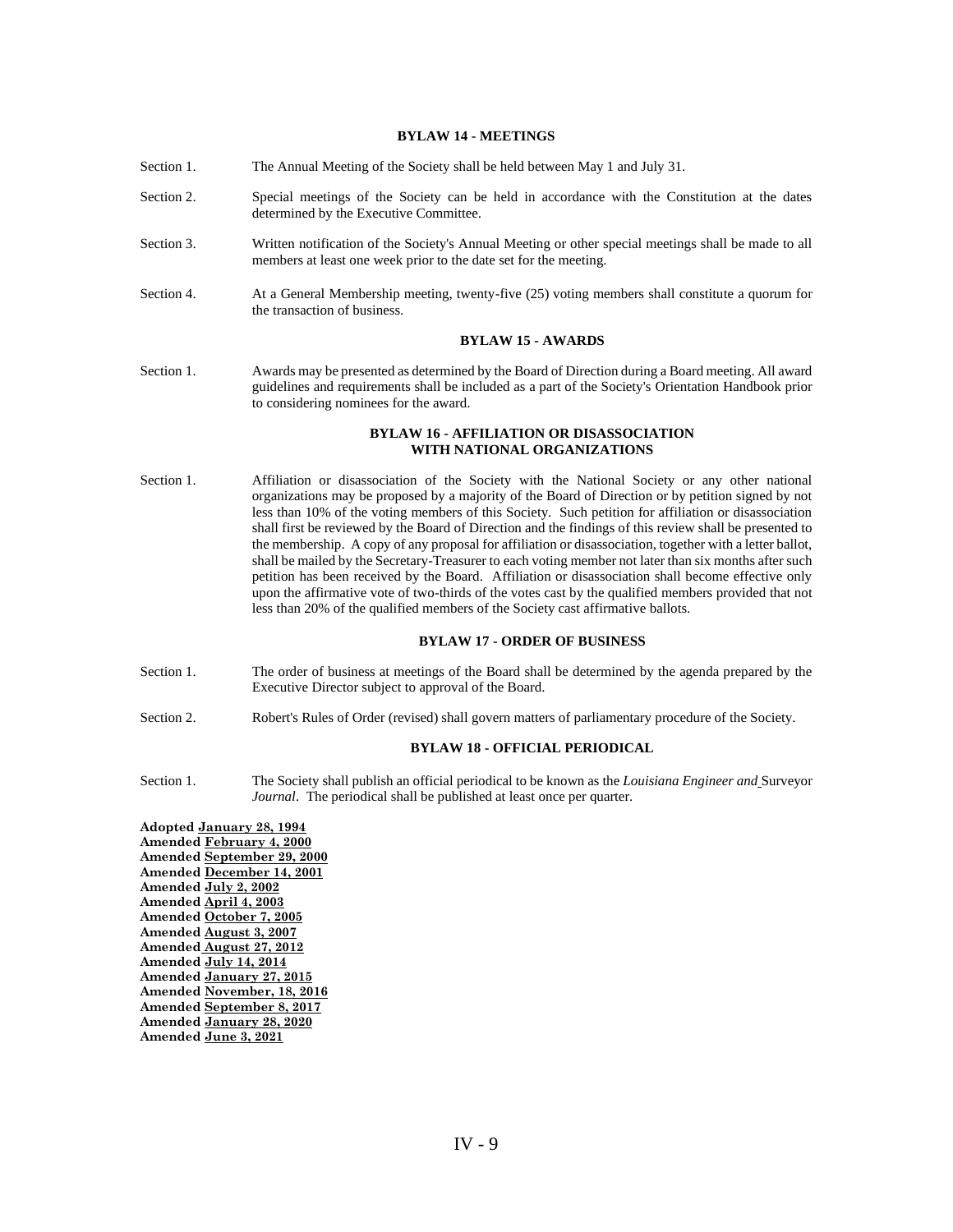## BYLAW 14 - MEETINGS

Section 1. The Annual Meeting of the Society shall be held between May 1 and July 31.

Section 2. Special meetings of the Society can be held in accordance with the Constitution at the dates determined by the Executive Committee.

Section 3. Written notification of the Society's Annual Meeting or other special meetings shall be made to all members at least one week prior to the date set for the meeting.

Section 4. At a General Membership meeting, twenty-five (25) voting members shall constitute a quorum for the transaction of business.

## BYLAW 15 - AWARDS

Section 1. Awards may be presented as determined by the Board of Direction during a Board meeting. All award guidelines and requirements shall be included as a part of the Society's Orientation Handbook prior to considering nominees for the award.

## BYLAW 16 - AFFILIATION OR DISASSOCIATION WITH NATIONAL ORGANIZATIONS

Section 1. Affiliation or disassociation of the Society with the National Society or any other national organizations may be proposed by a majority of the Board of Direction or by petition signed by not less than 10% of the voting members of this Society. Such petition for affiliation or disassociation shall first be reviewed by the Board of Direction and the findings of this review shall be presented to the membership. A copy of any proposal for affiliation or disassociation, together with a letter ballot, shall be mailed by the Secretary-Treasurer to each voting member not later than six months after such petition has been received by the Board. Affiliation or disassociation shall become effective only upon the affirmative vote of two-thirds of the votes cast by the qualified members provided that not less than 20% of the qualified members of the Society cast affirmative ballots.

## BYLAW 17 - ORDER OF BUSINESS

Section 1. The order of business at meetings of the Board shall be determined by the agenda prepared by the Executive Director subject to approval of the Board.

Section 2. Robert's Rules of Order (revised) shall govern matters of parliamentary procedure of the Society.

## BYLAW 18 - OFFICIAL PERIODICAL

Section 1. The Society shall publish an official periodical to be known as the *Louisiana Engineer and* Surveyor *Journal*. The periodical shall be published at least once per quarter.

**Adopted January 28, 1994**
**Amended February 4, 2000**
**Amended September 29, 2000**
**Amended December 14, 2001**
**Amended July 2, 2002**
**Amended April 4, 2003**
**Amended October 7, 2005**
**Amended August 3, 2007**
**Amended August 27, 2012**
**Amended July 14, 2014**
**Amended January 27, 2015**
**Amended November, 18, 2016**
**Amended September 8, 2017**
**Amended January 28, 2020**
**Amended June 3, 2021**